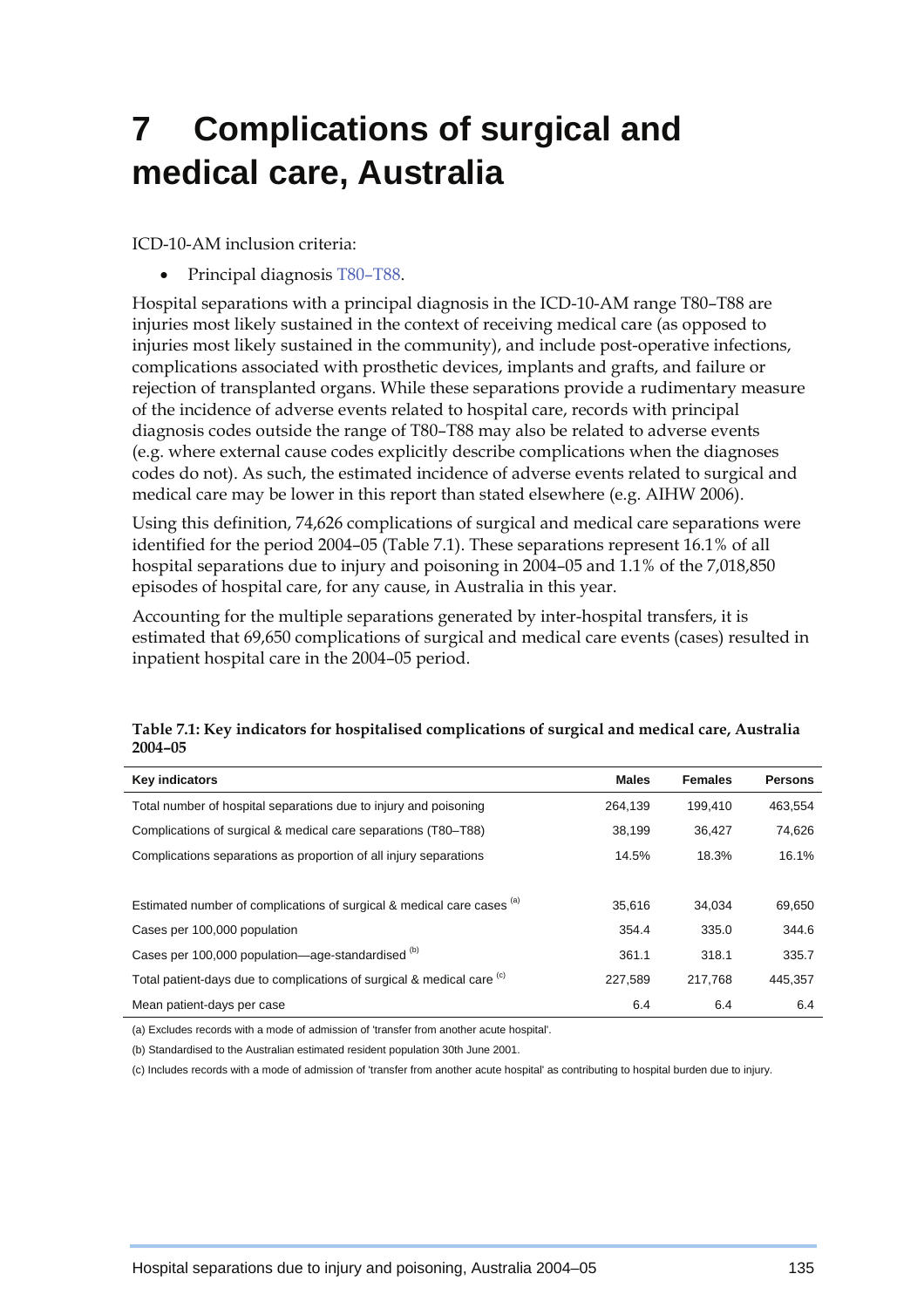# 7 Complications of surgical and medical care, Australia

ICD-10-AM inclusion criteria:

- Principal diagnosis T80–T88.

Hospital separations with a principal diagnosis in the ICD-10-AM range T80–T88 are injuries most likely sustained in the context of receiving medical care (as opposed to injuries most likely sustained in the community), and include post-operative infections, complications associated with prosthetic devices, implants and grafts, and failure or rejection of transplanted organs. While these separations provide a rudimentary measure of the incidence of adverse events related to hospital care, records with principal diagnosis codes outside the range of T80–T88 may also be related to adverse events (e.g. where external cause codes explicitly describe complications when the diagnoses codes do not). As such, the estimated incidence of adverse events related to surgical and medical care may be lower in this report than stated elsewhere (e.g. AIHW 2006).

Using this definition, 74,626 complications of surgical and medical care separations were identified for the period 2004–05 (Table 7.1). These separations represent 16.1% of all hospital separations due to injury and poisoning in 2004–05 and 1.1% of the 7,018,850 episodes of hospital care, for any cause, in Australia in this year.

Accounting for the multiple separations generated by inter-hospital transfers, it is estimated that 69,650 complications of surgical and medical care events (cases) resulted in inpatient hospital care in the 2004–05 period.

**Table 7.1: Key indicators for hospitalised complications of surgical and medical care, Australia 2004–05**

| Key indicators | Males | Females | Persons |
|---|---|---|---|
| Total number of hospital separations due to injury and poisoning | 264,139 | 199,410 | 463,554 |
| Complications of surgical & medical care separations (T80–T88) | 38,199 | 36,427 | 74,626 |
| Complications separations as proportion of all injury separations | 14.5% | 18.3% | 16.1% |
| | | | |
| Estimated number of complications of surgical & medical care cases [(a)] | 35,616 | 34,034 | 69,650 |
| Cases per 100,000 population | 354.4 | 335.0 | 344.6 |
| Cases per 100,000 population—age-standardised [(b)] | 361.1 | 318.1 | 335.7 |
| Total patient-days due to complications of surgical & medical care [(c)] | 227,589 | 217,768 | 445,357 |
| Mean patient-days per case | 6.4 | 6.4 | 6.4 |

(a) Excludes records with a mode of admission of 'transfer from another acute hospital'.

(b) Standardised to the Australian estimated resident population 30th June 2001.

(c) Includes records with a mode of admission of 'transfer from another acute hospital' as contributing to hospital burden due to injury.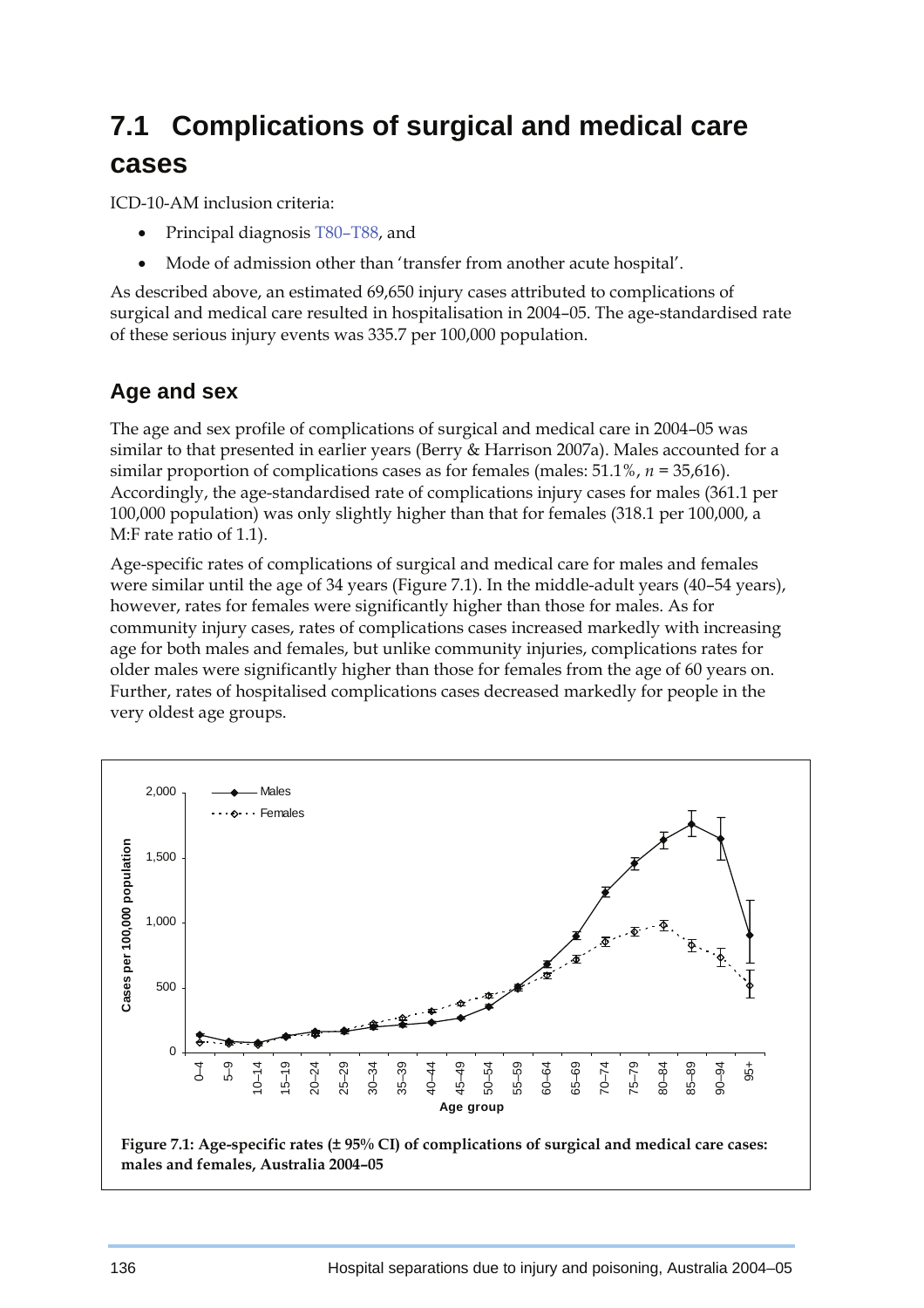# 7.1 Complications of surgical and medical care cases

ICD-10-AM inclusion criteria:

- Principal diagnosis T80–T88, and
- Mode of admission other than 'transfer from another acute hospital'.

As described above, an estimated 69,650 injury cases attributed to complications of surgical and medical care resulted in hospitalisation in 2004–05. The age-standardised rate of these serious injury events was 335.7 per 100,000 population.

## Age and sex

The age and sex profile of complications of surgical and medical care in 2004–05 was similar to that presented in earlier years (Berry & Harrison 2007a). Males accounted for a similar proportion of complications cases as for females (males: 51.1%, $n$ = 35,616). Accordingly, the age-standardised rate of complications injury cases for males (361.1 per 100,000 population) was only slightly higher than that for females (318.1 per 100,000, a M:F rate ratio of 1.1).

Age-specific rates of complications of surgical and medical care for males and females were similar until the age of 34 years (Figure 7.1). In the middle-adult years (40–54 years), however, rates for females were significantly higher than those for males. As for community injury cases, rates of complications cases increased markedly with increasing age for both males and females, but unlike community injuries, complications rates for older males were significantly higher than those for females from the age of 60 years on. Further, rates of hospitalised complications cases decreased markedly for people in the very oldest age groups.

**Figure 7.1: Age-specific rates (± 95% CI) of complications of surgical and medical care cases: males and females, Australia 2004–05**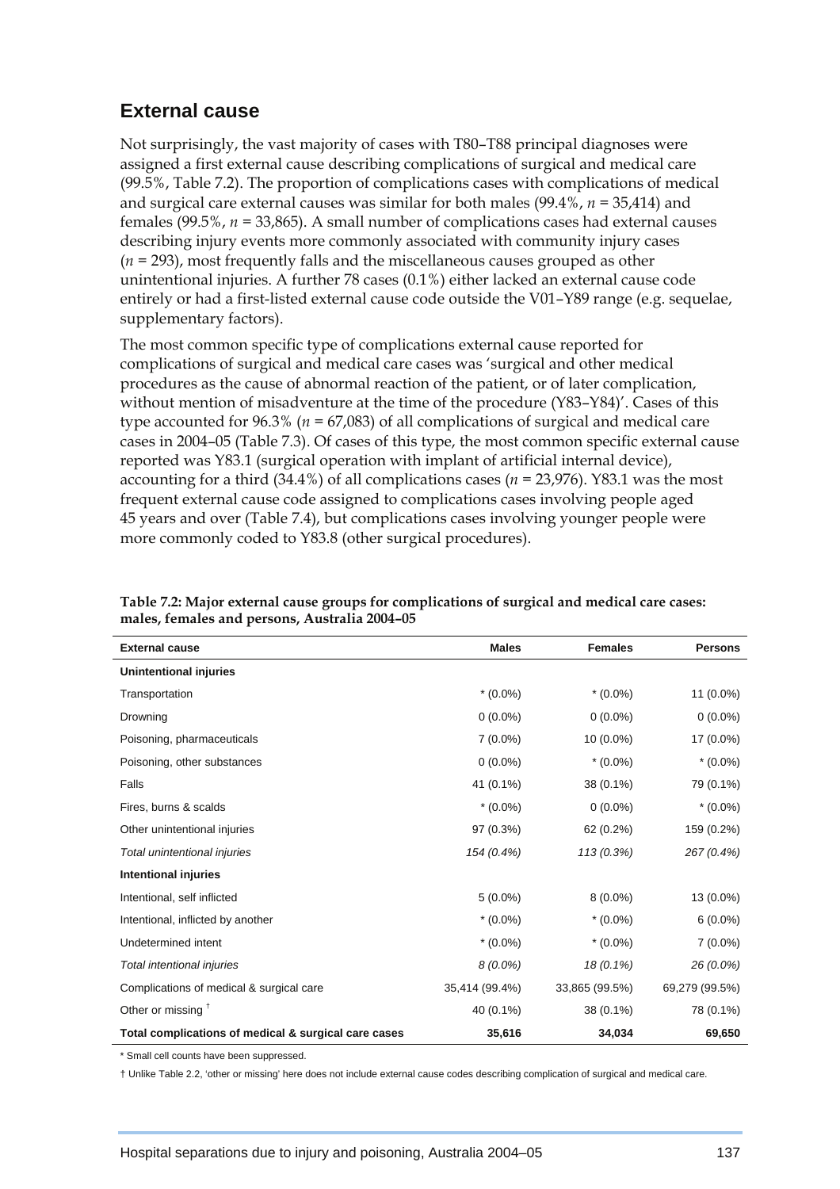## External cause

Not surprisingly, the vast majority of cases with T80–T88 principal diagnoses were assigned a first external cause describing complications of surgical and medical care (99.5%, Table 7.2). The proportion of complications cases with complications of medical and surgical care external causes was similar for both males (99.4%, *n* = 35,414) and females (99.5%, *n* = 33,865). A small number of complications cases had external causes describing injury events more commonly associated with community injury cases (*n* = 293), most frequently falls and the miscellaneous causes grouped as other unintentional injuries. A further 78 cases (0.1%) either lacked an external cause code entirely or had a first-listed external cause code outside the V01–Y89 range (e.g. sequelae, supplementary factors).

The most common specific type of complications external cause reported for complications of surgical and medical care cases was 'surgical and other medical procedures as the cause of abnormal reaction of the patient, or of later complication, without mention of misadventure at the time of the procedure (Y83–Y84)'. Cases of this type accounted for 96.3% (*n* = 67,083) of all complications of surgical and medical care cases in 2004–05 (Table 7.3). Of cases of this type, the most common specific external cause reported was Y83.1 (surgical operation with implant of artificial internal device), accounting for a third (34.4%) of all complications cases (*n* = 23,976). Y83.1 was the most frequent external cause code assigned to complications cases involving people aged 45 years and over (Table 7.4), but complications cases involving younger people were more commonly coded to Y83.8 (other surgical procedures).

**Table 7.2: Major external cause groups for complications of surgical and medical care cases: males, females and persons, Australia 2004–05**

| External cause | Males | Females | Persons |
|---|---|---|---|
| **Unintentional injuries** | | | |
| Transportation | * (0.0%) | * (0.0%) | 11 (0.0%) |
| Drowning | 0 (0.0%) | 0 (0.0%) | 0 (0.0%) |
| Poisoning, pharmaceuticals | 7 (0.0%) | 10 (0.0%) | 17 (0.0%) |
| Poisoning, other substances | 0 (0.0%) | * (0.0%) | * (0.0%) |
| Falls | 41 (0.1%) | 38 (0.1%) | 79 (0.1%) |
| Fires, burns & scalds | * (0.0%) | 0 (0.0%) | * (0.0%) |
| Other unintentional injuries | 97 (0.3%) | 62 (0.2%) | 159 (0.2%) |
| *Total unintentional injuries* | *154 (0.4%)* | *113 (0.3%)* | *267 (0.4%)* |
| **Intentional injuries** | | | |
| Intentional, self inflicted | 5 (0.0%) | 8 (0.0%) | 13 (0.0%) |
| Intentional, inflicted by another | * (0.0%) | * (0.0%) | 6 (0.0%) |
| Undetermined intent | * (0.0%) | * (0.0%) | 7 (0.0%) |
| *Total intentional injuries* | *8 (0.0%)* | *18 (0.1%)* | *26 (0.0%)* |
| Complications of medical & surgical care | 35,414 (99.4%) | 33,865 (99.5%) | 69,279 (99.5%) |
| Other or missing † | 40 (0.1%) | 38 (0.1%) | 78 (0.1%) |
| **Total complications of medical & surgical care cases** | **35,616** | **34,034** | **69,650** |

\* Small cell counts have been suppressed.

† Unlike Table 2.2, 'other or missing' here does not include external cause codes describing complication of surgical and medical care.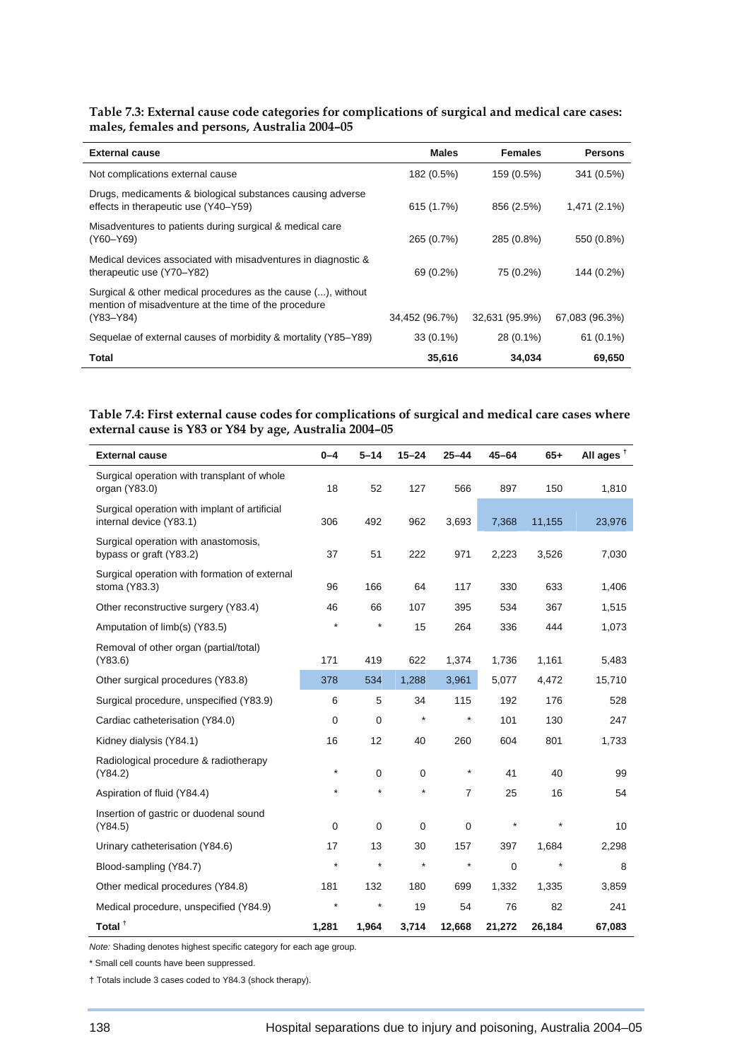**Table 7.3: External cause code categories for complications of surgical and medical care cases: males, females and persons, Australia 2004–05**

| External cause | Males | Females | Persons |
|---|---|---|---|
| Not complications external cause | 182 (0.5%) | 159 (0.5%) | 341 (0.5%) |
| Drugs, medicaments & biological substances causing adverse effects in therapeutic use (Y40–Y59) | 615 (1.7%) | 856 (2.5%) | 1,471 (2.1%) |
| Misadventures to patients during surgical & medical care (Y60–Y69) | 265 (0.7%) | 285 (0.8%) | 550 (0.8%) |
| Medical devices associated with misadventures in diagnostic & therapeutic use (Y70–Y82) | 69 (0.2%) | 75 (0.2%) | 144 (0.2%) |
| Surgical & other medical procedures as the cause (...), without mention of misadventure at the time of the procedure (Y83–Y84) | 34,452 (96.7%) | 32,631 (95.9%) | 67,083 (96.3%) |
| Sequelae of external causes of morbidity & mortality (Y85–Y89) | 33 (0.1%) | 28 (0.1%) | 61 (0.1%) |
| **Total** | **35,616** | **34,034** | **69,650** |

**Table 7.4: First external cause codes for complications of surgical and medical care cases where external cause is Y83 or Y84 by age, Australia 2004–05**

| External cause | 0–4 | 5–14 | 15–24 | 25–44 | 45–64 | 65+ | All ages [†] |
|---|---|---|---|---|---|---|---|
| Surgical operation with transplant of whole organ (Y83.0) | 18 | 52 | 127 | 566 | 897 | 150 | 1,810 |
| Surgical operation with implant of artificial internal device (Y83.1) | 306 | 492 | 962 | 3,693 | 7,368 | 11,155 | 23,976 |
| Surgical operation with anastomosis, bypass or graft (Y83.2) | 37 | 51 | 222 | 971 | 2,223 | 3,526 | 7,030 |
| Surgical operation with formation of external stoma (Y83.3) | 96 | 166 | 64 | 117 | 330 | 633 | 1,406 |
| Other reconstructive surgery (Y83.4) | 46 | 66 | 107 | 395 | 534 | 367 | 1,515 |
| Amputation of limb(s) (Y83.5) | * | * | 15 | 264 | 336 | 444 | 1,073 |
| Removal of other organ (partial/total) (Y83.6) | 171 | 419 | 622 | 1,374 | 1,736 | 1,161 | 5,483 |
| Other surgical procedures (Y83.8) | 378 | 534 | 1,288 | 3,961 | 5,077 | 4,472 | 15,710 |
| Surgical procedure, unspecified (Y83.9) | 6 | 5 | 34 | 115 | 192 | 176 | 528 |
| Cardiac catheterisation (Y84.0) | 0 | 0 | * | * | 101 | 130 | 247 |
| Kidney dialysis (Y84.1) | 16 | 12 | 40 | 260 | 604 | 801 | 1,733 |
| Radiological procedure & radiotherapy (Y84.2) | * | 0 | 0 | * | 41 | 40 | 99 |
| Aspiration of fluid (Y84.4) | * | * | * | 7 | 25 | 16 | 54 |
| Insertion of gastric or duodenal sound (Y84.5) | 0 | 0 | 0 | 0 | * | * | 10 |
| Urinary catheterisation (Y84.6) | 17 | 13 | 30 | 157 | 397 | 1,684 | 2,298 |
| Blood-sampling (Y84.7) | * | * | * | * | 0 | * | 8 |
| Other medical procedures (Y84.8) | 181 | 132 | 180 | 699 | 1,332 | 1,335 | 3,859 |
| Medical procedure, unspecified (Y84.9) | * | * | 19 | 54 | 76 | 82 | 241 |
| **Total [†]** | **1,281** | **1,964** | **3,714** | **12,668** | **21,272** | **26,184** | **67,083** |

*Note:* Shading denotes highest specific category for each age group.

\* Small cell counts have been suppressed.

† Totals include 3 cases coded to Y84.3 (shock therapy).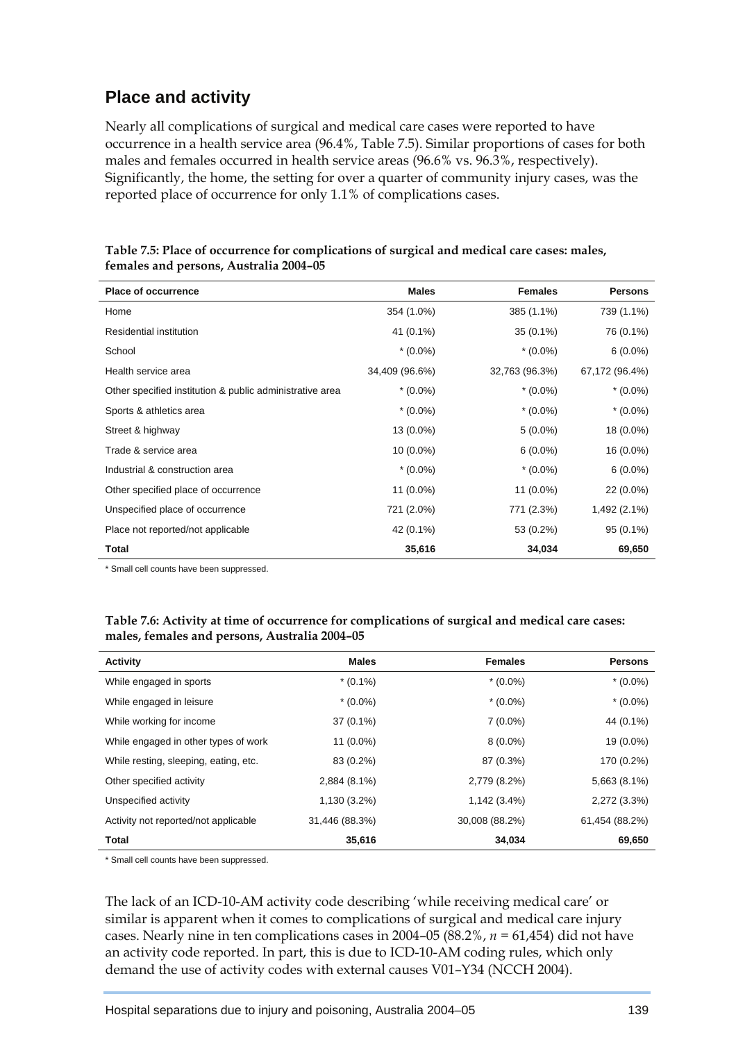## Place and activity

Nearly all complications of surgical and medical care cases were reported to have occurrence in a health service area (96.4%, Table 7.5). Similar proportions of cases for both males and females occurred in health service areas (96.6% vs. 96.3%, respectively). Significantly, the home, the setting for over a quarter of community injury cases, was the reported place of occurrence for only 1.1% of complications cases.

**Table 7.5: Place of occurrence for complications of surgical and medical care cases: males, females and persons, Australia 2004–05**

| Place of occurrence | Males | Females | Persons |
|---|---|---|---|
| Home | 354 (1.0%) | 385 (1.1%) | 739 (1.1%) |
| Residential institution | 41 (0.1%) | 35 (0.1%) | 76 (0.1%) |
| School | * (0.0%) | * (0.0%) | 6 (0.0%) |
| Health service area | 34,409 (96.6%) | 32,763 (96.3%) | 67,172 (96.4%) |
| Other specified institution & public administrative area | * (0.0%) | * (0.0%) | * (0.0%) |
| Sports & athletics area | * (0.0%) | * (0.0%) | * (0.0%) |
| Street & highway | 13 (0.0%) | 5 (0.0%) | 18 (0.0%) |
| Trade & service area | 10 (0.0%) | 6 (0.0%) | 16 (0.0%) |
| Industrial & construction area | * (0.0%) | * (0.0%) | 6 (0.0%) |
| Other specified place of occurrence | 11 (0.0%) | 11 (0.0%) | 22 (0.0%) |
| Unspecified place of occurrence | 721 (2.0%) | 771 (2.3%) | 1,492 (2.1%) |
| Place not reported/not applicable | 42 (0.1%) | 53 (0.2%) | 95 (0.1%) |
| **Total** | **35,616** | **34,034** | **69,650** |

* Small cell counts have been suppressed.

**Table 7.6: Activity at time of occurrence for complications of surgical and medical care cases: males, females and persons, Australia 2004–05**

| Activity | Males | Females | Persons |
|---|---|---|---|
| While engaged in sports | * (0.1%) | * (0.0%) | * (0.0%) |
| While engaged in leisure | * (0.0%) | * (0.0%) | * (0.0%) |
| While working for income | 37 (0.1%) | 7 (0.0%) | 44 (0.1%) |
| While engaged in other types of work | 11 (0.0%) | 8 (0.0%) | 19 (0.0%) |
| While resting, sleeping, eating, etc. | 83 (0.2%) | 87 (0.3%) | 170 (0.2%) |
| Other specified activity | 2,884 (8.1%) | 2,779 (8.2%) | 5,663 (8.1%) |
| Unspecified activity | 1,130 (3.2%) | 1,142 (3.4%) | 2,272 (3.3%) |
| Activity not reported/not applicable | 31,446 (88.3%) | 30,008 (88.2%) | 61,454 (88.2%) |
| **Total** | **35,616** | **34,034** | **69,650** |

* Small cell counts have been suppressed.

The lack of an ICD-10-AM activity code describing 'while receiving medical care' or similar is apparent when it comes to complications of surgical and medical care injury cases. Nearly nine in ten complications cases in 2004–05 (88.2%, $n$ = 61,454) did not have an activity code reported. In part, this is due to ICD-10-AM coding rules, which only demand the use of activity codes with external causes V01–Y34 (NCCH 2004).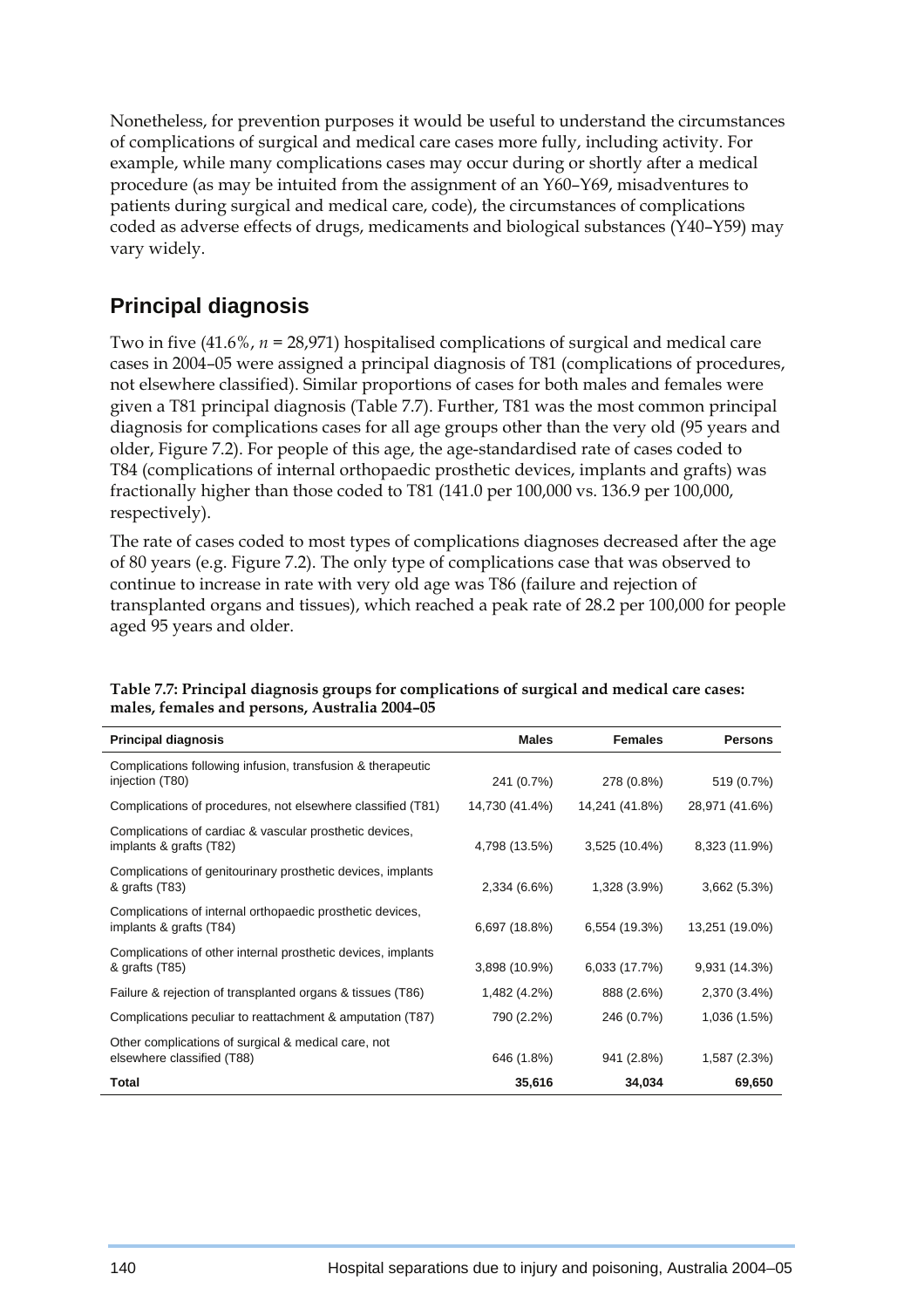Nonetheless, for prevention purposes it would be useful to understand the circumstances of complications of surgical and medical care cases more fully, including activity. For example, while many complications cases may occur during or shortly after a medical procedure (as may be intuited from the assignment of an Y60–Y69, misadventures to patients during surgical and medical care, code), the circumstances of complications coded as adverse effects of drugs, medicaments and biological substances (Y40–Y59) may vary widely.

## Principal diagnosis

Two in five (41.6%, $n$ = 28,971) hospitalised complications of surgical and medical care cases in 2004–05 were assigned a principal diagnosis of T81 (complications of procedures, not elsewhere classified). Similar proportions of cases for both males and females were given a T81 principal diagnosis (Table 7.7). Further, T81 was the most common principal diagnosis for complications cases for all age groups other than the very old (95 years and older, Figure 7.2). For people of this age, the age-standardised rate of cases coded to T84 (complications of internal orthopaedic prosthetic devices, implants and grafts) was fractionally higher than those coded to T81 (141.0 per 100,000 vs. 136.9 per 100,000, respectively).

The rate of cases coded to most types of complications diagnoses decreased after the age of 80 years (e.g. Figure 7.2). The only type of complications case that was observed to continue to increase in rate with very old age was T86 (failure and rejection of transplanted organs and tissues), which reached a peak rate of 28.2 per 100,000 for people aged 95 years and older.

**Table 7.7: Principal diagnosis groups for complications of surgical and medical care cases: males, females and persons, Australia 2004–05**

| Principal diagnosis | Males | Females | Persons |
|---|---|---|---|
| Complications following infusion, transfusion & therapeutic injection (T80) | 241 (0.7%) | 278 (0.8%) | 519 (0.7%) |
| Complications of procedures, not elsewhere classified (T81) | 14,730 (41.4%) | 14,241 (41.8%) | 28,971 (41.6%) |
| Complications of cardiac & vascular prosthetic devices, implants & grafts (T82) | 4,798 (13.5%) | 3,525 (10.4%) | 8,323 (11.9%) |
| Complications of genitourinary prosthetic devices, implants & grafts (T83) | 2,334 (6.6%) | 1,328 (3.9%) | 3,662 (5.3%) |
| Complications of internal orthopaedic prosthetic devices, implants & grafts (T84) | 6,697 (18.8%) | 6,554 (19.3%) | 13,251 (19.0%) |
| Complications of other internal prosthetic devices, implants & grafts (T85) | 3,898 (10.9%) | 6,033 (17.7%) | 9,931 (14.3%) |
| Failure & rejection of transplanted organs & tissues (T86) | 1,482 (4.2%) | 888 (2.6%) | 2,370 (3.4%) |
| Complications peculiar to reattachment & amputation (T87) | 790 (2.2%) | 246 (0.7%) | 1,036 (1.5%) |
| Other complications of surgical & medical care, not elsewhere classified (T88) | 646 (1.8%) | 941 (2.8%) | 1,587 (2.3%) |
| **Total** | **35,616** | **34,034** | **69,650** |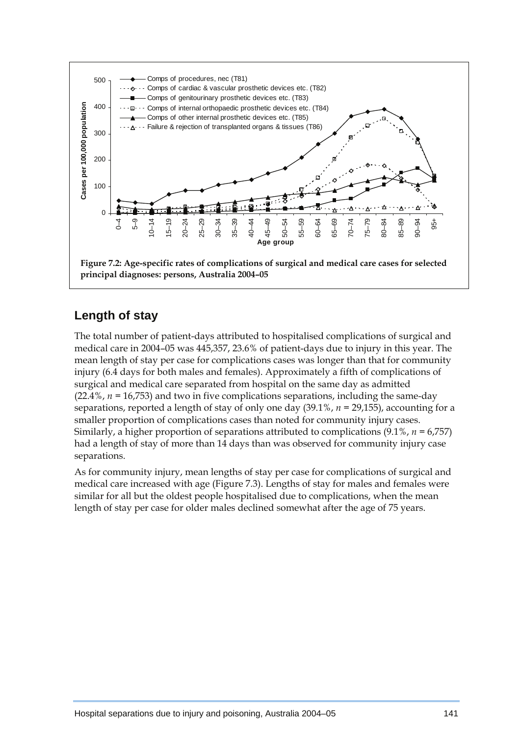Figure 7.2: Age-specific rates of complications of surgical and medical care cases for selected principal diagnoses: persons, Australia 2004–05

## Length of stay

The total number of patient-days attributed to hospitalised complications of surgical and medical care in 2004–05 was 445,357, 23.6% of patient-days due to injury in this year. The mean length of stay per case for complications cases was longer than that for community injury (6.4 days for both males and females). Approximately a fifth of complications of surgical and medical care separated from hospital on the same day as admitted (22.4%, *n* = 16,753) and two in five complications separations, including the same-day separations, reported a length of stay of only one day (39.1%, *n* = 29,155), accounting for a smaller proportion of complications cases than noted for community injury cases. Similarly, a higher proportion of separations attributed to complications (9.1%, *n* = 6,757) had a length of stay of more than 14 days than was observed for community injury case separations.

As for community injury, mean lengths of stay per case for complications of surgical and medical care increased with age (Figure 7.3). Lengths of stay for males and females were similar for all but the oldest people hospitalised due to complications, when the mean length of stay per case for older males declined somewhat after the age of 75 years.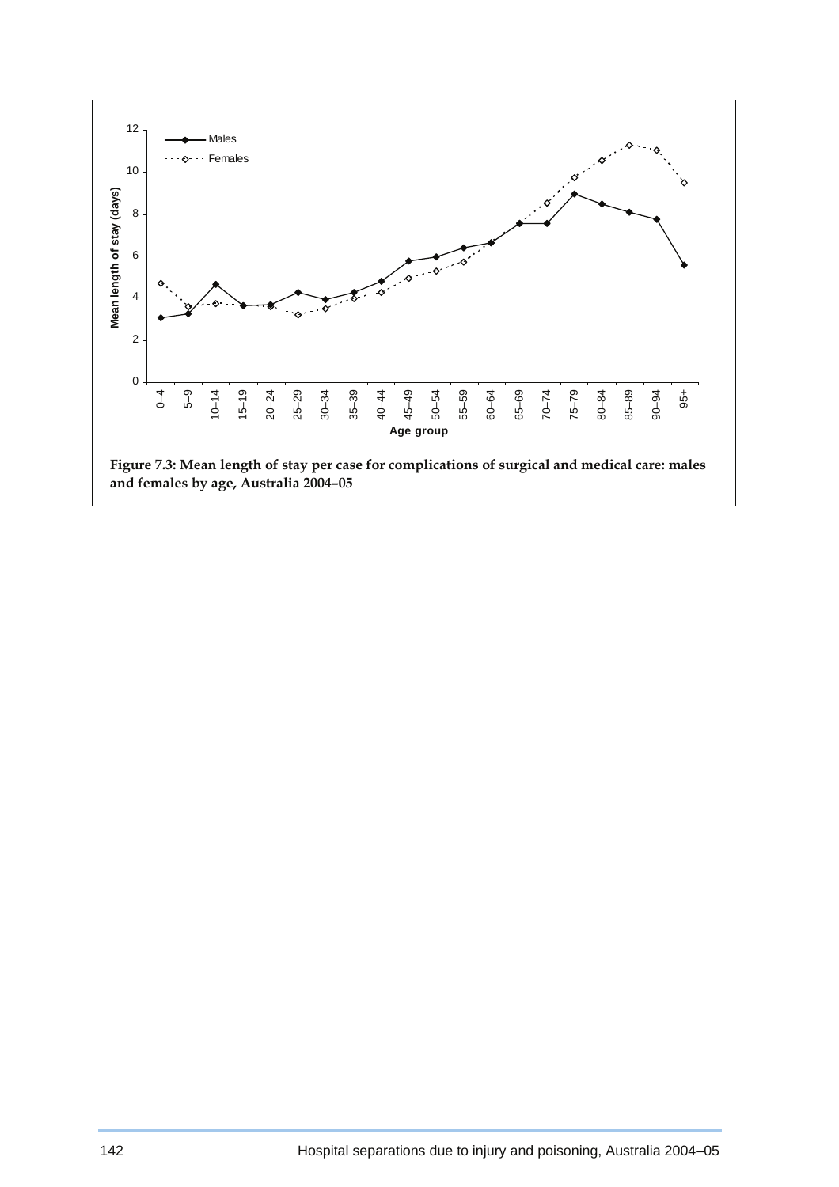12

10

8

6

4

2

0

Mean length of stay (days)

Males

Females

0–4
5–9
10–14
15–19
20–24
25–29
30–34
35–39
40–44
45–49
50–54
55–59
60–64
65–69
70–74
75–79
80–84
85–89
90–94
95+

Age group

**Figure 7.3: Mean length of stay per case for complications of surgical and medical care: males and females by age, Australia 2004–05**